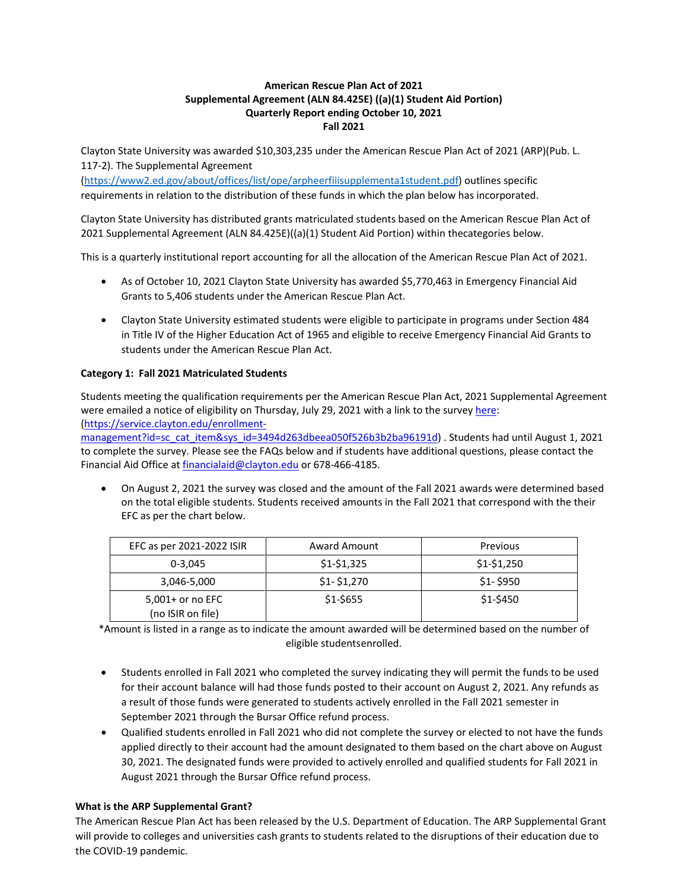**American Rescue Plan Act of 2021**
**Supplemental Agreement (ALN 84.425E) ((a)(1) Student Aid Portion)**
**Quarterly Report ending October 10, 2021**
**Fall 2021**

Clayton State University was awarded $10,303,235 under the American Rescue Plan Act of 2021 (ARP)(Pub. L. 117-2). The Supplemental Agreement (https://www2.ed.gov/about/offices/list/ope/arpheerfiiisupplementa1student.pdf) outlines specific requirements in relation to the distribution of these funds in which the plan below has incorporated.

Clayton State University has distributed grants matriculated students based on the American Rescue Plan Act of 2021 Supplemental Agreement (ALN 84.425E)((a)(1) Student Aid Portion) within thecategories below.

This is a quarterly institutional report accounting for all the allocation of the American Rescue Plan Act of 2021.

- As of October 10, 2021 Clayton State University has awarded $5,770,463 in Emergency Financial Aid Grants to 5,406 students under the American Rescue Plan Act.
- Clayton State University estimated students were eligible to participate in programs under Section 484 in Title IV of the Higher Education Act of 1965 and eligible to receive Emergency Financial Aid Grants to students under the American Rescue Plan Act.

**Category 1: Fall 2021 Matriculated Students**

Students meeting the qualification requirements per the American Rescue Plan Act, 2021 Supplemental Agreement were emailed a notice of eligibility on Thursday, July 29, 2021 with a link to the survey here: (https://service.clayton.edu/enrollment-management?id=sc_cat_item&sys_id=3494d263dbeea050f526b3b2ba96191d) . Students had until August 1, 2021 to complete the survey. Please see the FAQs below and if students have additional questions, please contact the Financial Aid Office at financialaid@clayton.edu or 678-466-4185.

- On August 2, 2021 the survey was closed and the amount of the Fall 2021 awards were determined based on the total eligible students. Students received amounts in the Fall 2021 that correspond with the their EFC as per the chart below.

| EFC as per 2021-2022 ISIR | Award Amount | Previous |
|---|---|---|
| 0-3,045 | $1-$1,325 | $1-$1,250 |
| 3,046-5,000 | $1- $1,270 | $1- $950 |
| 5,001+ or no EFC (no ISIR on file) | $1-$655 | $1-$450 |

*Amount is listed in a range as to indicate the amount awarded will be determined based on the number of eligible studentsenrolled.

- Students enrolled in Fall 2021 who completed the survey indicating they will permit the funds to be used for their account balance will had those funds posted to their account on August 2, 2021. Any refunds as a result of those funds were generated to students actively enrolled in the Fall 2021 semester in September 2021 through the Bursar Office refund process.
- Qualified students enrolled in Fall 2021 who did not complete the survey or elected to not have the funds applied directly to their account had the amount designated to them based on the chart above on August 30, 2021. The designated funds were provided to actively enrolled and qualified students for Fall 2021 in August 2021 through the Bursar Office refund process.

**What is the ARP Supplemental Grant?**

The American Rescue Plan Act has been released by the U.S. Department of Education. The ARP Supplemental Grant will provide to colleges and universities cash grants to students related to the disruptions of their education due to the COVID-19 pandemic.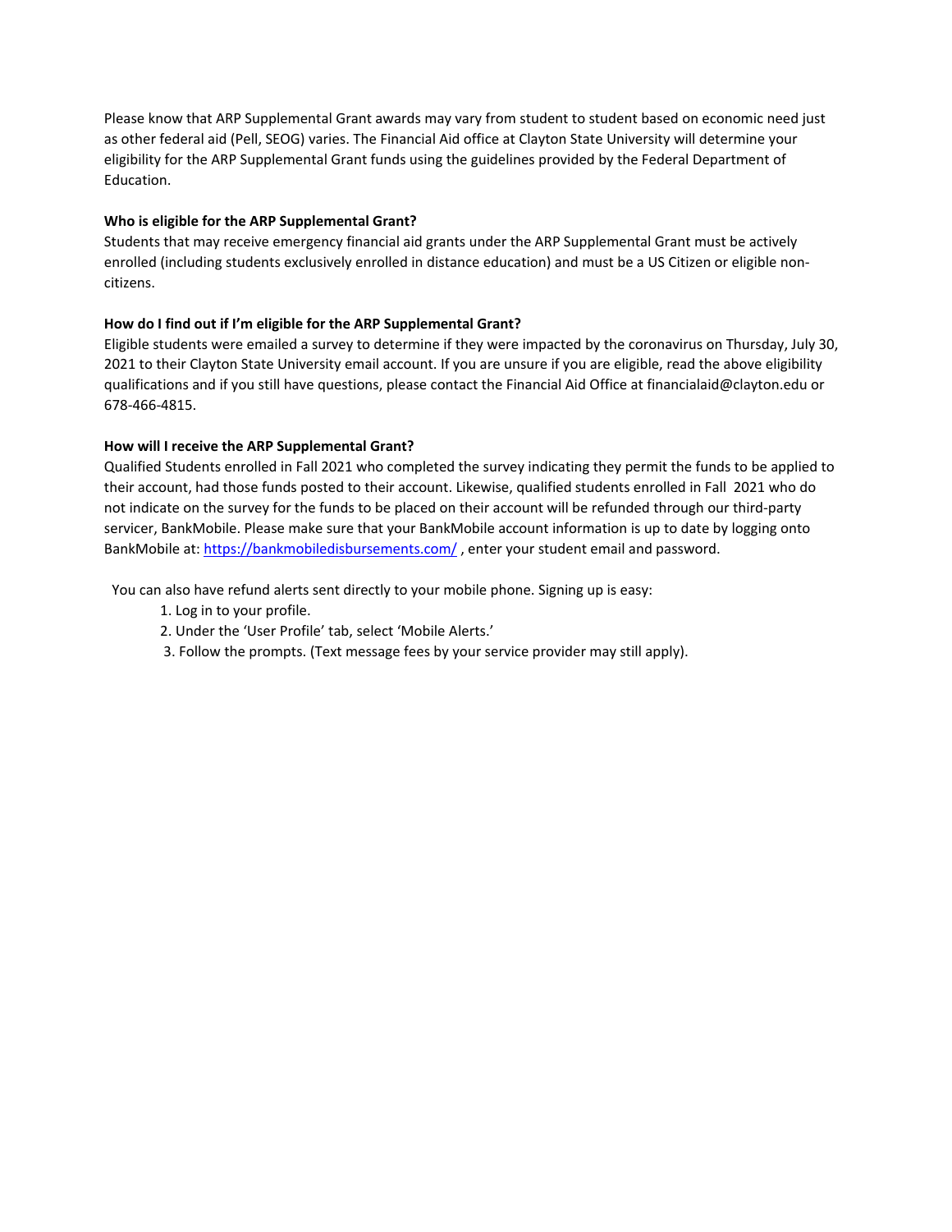Please know that ARP Supplemental Grant awards may vary from student to student based on economic need just as other federal aid (Pell, SEOG) varies. The Financial Aid office at Clayton State University will determine your eligibility for the ARP Supplemental Grant funds using the guidelines provided by the Federal Department of Education.

**Who is eligible for the ARP Supplemental Grant?**

Students that may receive emergency financial aid grants under the ARP Supplemental Grant must be actively enrolled (including students exclusively enrolled in distance education) and must be a US Citizen or eligible non-citizens.

**How do I find out if I'm eligible for the ARP Supplemental Grant?**

Eligible students were emailed a survey to determine if they were impacted by the coronavirus on Thursday, July 30, 2021 to their Clayton State University email account. If you are unsure if you are eligible, read the above eligibility qualifications and if you still have questions, please contact the Financial Aid Office at financialaid@clayton.edu or 678-466-4815.

**How will I receive the ARP Supplemental Grant?**

Qualified Students enrolled in Fall 2021 who completed the survey indicating they permit the funds to be applied to their account, had those funds posted to their account. Likewise, qualified students enrolled in Fall 2021 who do not indicate on the survey for the funds to be placed on their account will be refunded through our third-party servicer, BankMobile. Please make sure that your BankMobile account information is up to date by logging onto BankMobile at: [https://bankmobiledisbursements.com/](https://bankmobiledisbursements.com/) , enter your student email and password.

You can also have refund alerts sent directly to your mobile phone. Signing up is easy:

1. Log in to your profile.
2. Under the 'User Profile' tab, select 'Mobile Alerts.'
3. Follow the prompts. (Text message fees by your service provider may still apply).